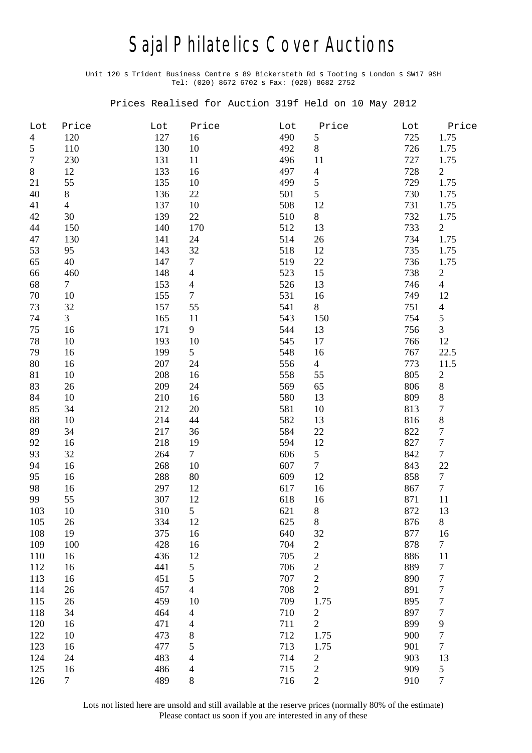# Sajal Philatelics Cover Auctions

Unit 120 s Trident Business Centre s 89 Bickersteth Rd s Tooting s London s SW17 9SH
Tel: (020) 8672 6702 s Fax: (020) 8682 2752

Prices Realised for Auction 319f Held on 10 May 2012

| Lot | Price | Lot | Price | Lot | Price | Lot | Price |
|---|---|---|---|---|---|---|---|
| 4 | 120 | 127 | 16 | 490 | 5 | 725 | 1.75 |
| 5 | 110 | 130 | 10 | 492 | 8 | 726 | 1.75 |
| 7 | 230 | 131 | 11 | 496 | 11 | 727 | 1.75 |
| 8 | 12 | 133 | 16 | 497 | 4 | 728 | 2 |
| 21 | 55 | 135 | 10 | 499 | 5 | 729 | 1.75 |
| 40 | 8 | 136 | 22 | 501 | 5 | 730 | 1.75 |
| 41 | 4 | 137 | 10 | 508 | 12 | 731 | 1.75 |
| 42 | 30 | 139 | 22 | 510 | 8 | 732 | 1.75 |
| 44 | 150 | 140 | 170 | 512 | 13 | 733 | 2 |
| 47 | 130 | 141 | 24 | 514 | 26 | 734 | 1.75 |
| 53 | 95 | 143 | 32 | 518 | 12 | 735 | 1.75 |
| 65 | 40 | 147 | 7 | 519 | 22 | 736 | 1.75 |
| 66 | 460 | 148 | 4 | 523 | 15 | 738 | 2 |
| 68 | 7 | 153 | 4 | 526 | 13 | 746 | 4 |
| 70 | 10 | 155 | 7 | 531 | 16 | 749 | 12 |
| 73 | 32 | 157 | 55 | 541 | 8 | 751 | 4 |
| 74 | 3 | 165 | 11 | 543 | 150 | 754 | 5 |
| 75 | 16 | 171 | 9 | 544 | 13 | 756 | 3 |
| 78 | 10 | 193 | 10 | 545 | 17 | 766 | 12 |
| 79 | 16 | 199 | 5 | 548 | 16 | 767 | 22.5 |
| 80 | 16 | 207 | 24 | 556 | 4 | 773 | 11.5 |
| 81 | 10 | 208 | 16 | 558 | 55 | 805 | 2 |
| 83 | 26 | 209 | 24 | 569 | 65 | 806 | 8 |
| 84 | 10 | 210 | 16 | 580 | 13 | 809 | 8 |
| 85 | 34 | 212 | 20 | 581 | 10 | 813 | 7 |
| 88 | 10 | 214 | 44 | 582 | 13 | 816 | 8 |
| 89 | 34 | 217 | 36 | 584 | 22 | 822 | 7 |
| 92 | 16 | 218 | 19 | 594 | 12 | 827 | 7 |
| 93 | 32 | 264 | 7 | 606 | 5 | 842 | 7 |
| 94 | 16 | 268 | 10 | 607 | 7 | 843 | 22 |
| 95 | 16 | 288 | 80 | 609 | 12 | 858 | 7 |
| 98 | 16 | 297 | 12 | 617 | 16 | 867 | 7 |
| 99 | 55 | 307 | 12 | 618 | 16 | 871 | 11 |
| 103 | 10 | 310 | 5 | 621 | 8 | 872 | 13 |
| 105 | 26 | 334 | 12 | 625 | 8 | 876 | 8 |
| 108 | 19 | 375 | 16 | 640 | 32 | 877 | 16 |
| 109 | 100 | 428 | 16 | 704 | 2 | 878 | 7 |
| 110 | 16 | 436 | 12 | 705 | 2 | 886 | 11 |
| 112 | 16 | 441 | 5 | 706 | 2 | 889 | 7 |
| 113 | 16 | 451 | 5 | 707 | 2 | 890 | 7 |
| 114 | 26 | 457 | 4 | 708 | 2 | 891 | 7 |
| 115 | 26 | 459 | 10 | 709 | 1.75 | 895 | 7 |
| 118 | 34 | 464 | 4 | 710 | 2 | 897 | 7 |
| 120 | 16 | 471 | 4 | 711 | 2 | 899 | 9 |
| 122 | 10 | 473 | 8 | 712 | 1.75 | 900 | 7 |
| 123 | 16 | 477 | 5 | 713 | 1.75 | 901 | 7 |
| 124 | 24 | 483 | 4 | 714 | 2 | 903 | 13 |
| 125 | 16 | 486 | 4 | 715 | 2 | 909 | 5 |
| 126 | 7 | 489 | 8 | 716 | 2 | 910 | 7 |

Lots not listed here are unsold and still available at the reserve prices (normally 80% of the estimate)
Please contact us soon if you are interested in any of these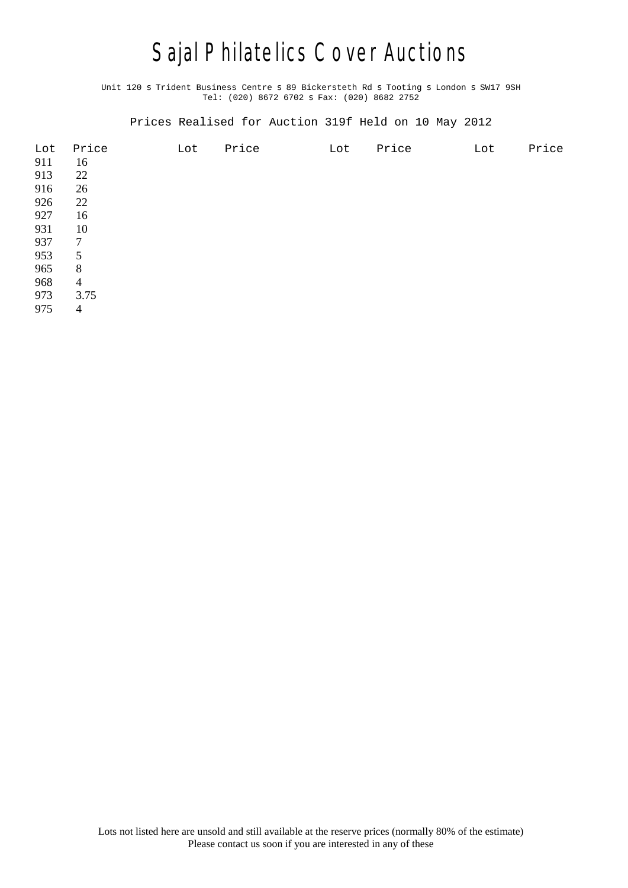# Sajal Philatelics Cover Auctions

Unit 120 s Trident Business Centre s 89 Bickersteth Rd s Tooting s London s SW17 9SH
Tel: (020) 8672 6702 s Fax: (020) 8682 2752

Prices Realised for Auction 319f Held on 10 May 2012

| Lot | Price | Lot | Price | Lot | Price | Lot | Price |
|---|---|---|---|---|---|---|---|
| 911 | 16 | | | | | | |
| 913 | 22 | | | | | | |
| 916 | 26 | | | | | | |
| 926 | 22 | | | | | | |
| 927 | 16 | | | | | | |
| 931 | 10 | | | | | | |
| 937 | 7 | | | | | | |
| 953 | 5 | | | | | | |
| 965 | 8 | | | | | | |
| 968 | 4 | | | | | | |
| 973 | 3.75 | | | | | | |
| 975 | 4 | | | | | | |

Lots not listed here are unsold and still available at the reserve prices (normally 80% of the estimate)
Please contact us soon if you are interested in any of these